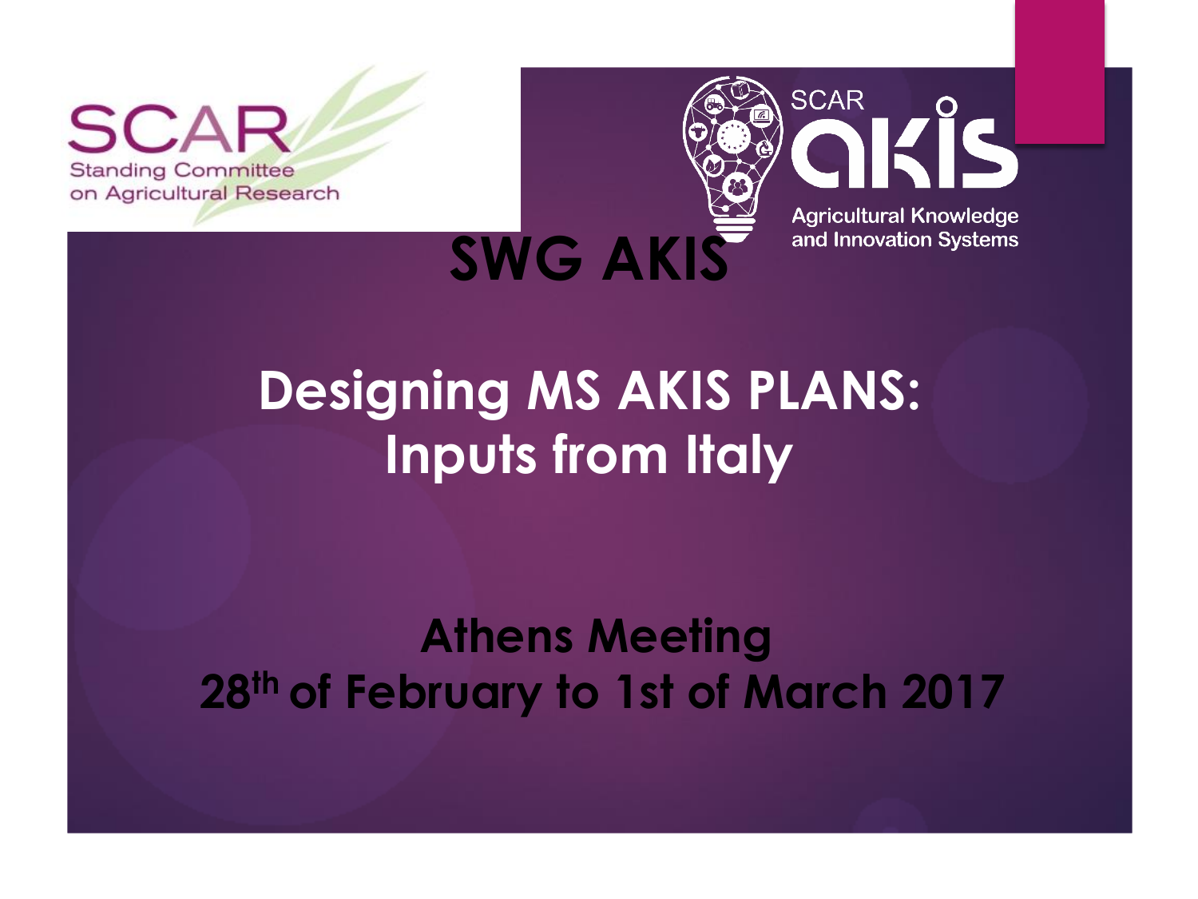SCAR
Standing Committee on Agricultural Research

SCAR akis
Agricultural Knowledge and Innovation Systems

# SWG AKIS

## Designing MS AKIS PLANS: Inputs from Italy

**Athens Meeting**
**28th of February to 1st of March 2017**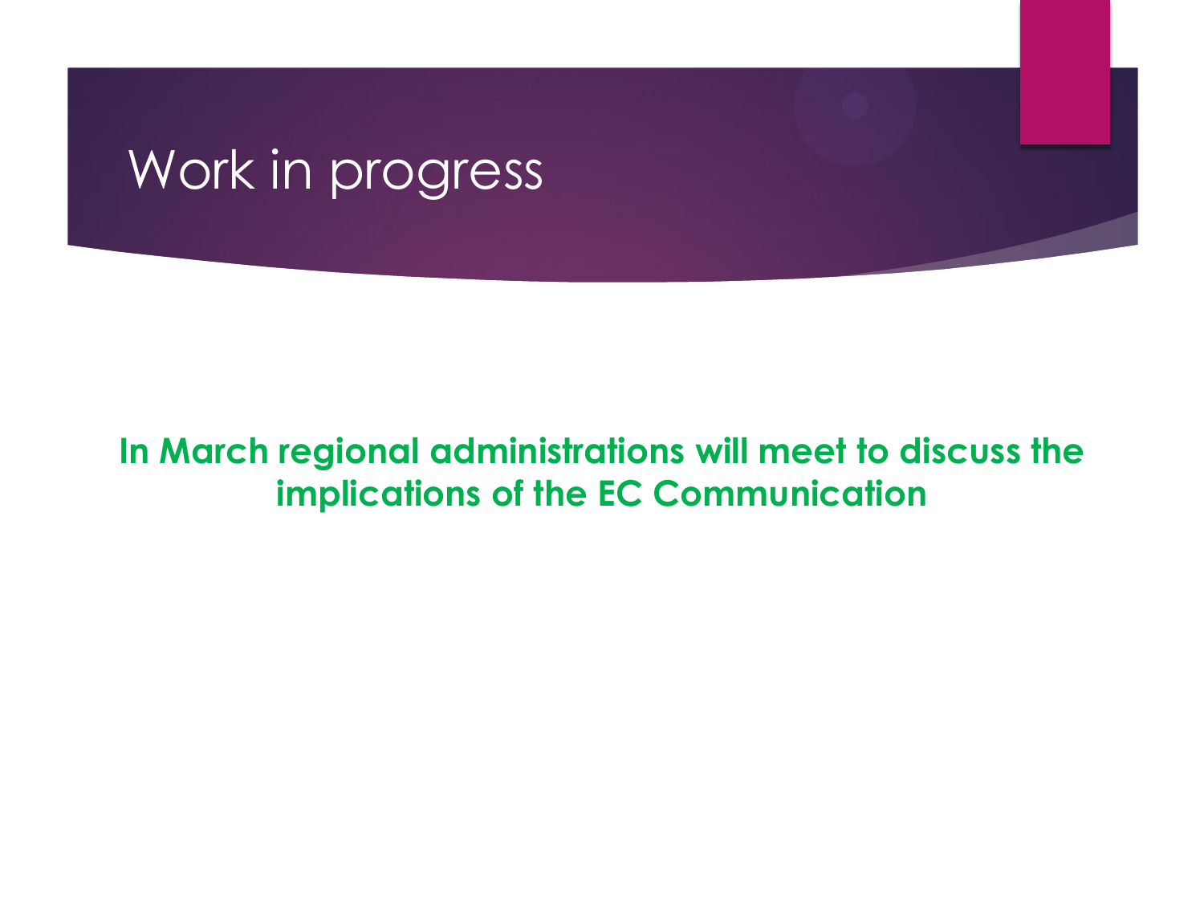# Work in progress

**In March regional administrations will meet to discuss the implications of the EC Communication**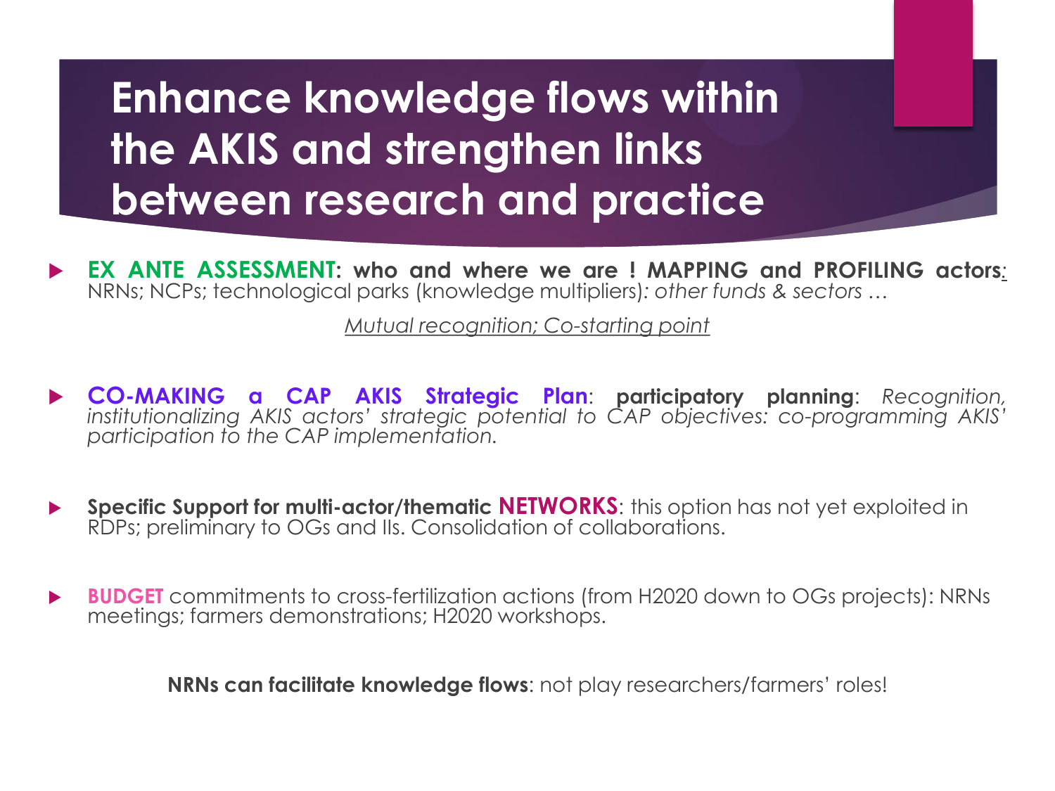# Enhance knowledge flows within the AKIS and strengthen links between research and practice

- **EX ANTE ASSESSMENT: who and where we are ! MAPPING and PROFILING actors**: NRNs; NCPs; technological parks (knowledge multipliers): *other funds & sectors …*

  *Mutual recognition; Co-starting point*

- **CO-MAKING a CAP AKIS Strategic Plan**: **participatory planning**: *Recognition, institutionalizing AKIS actors' strategic potential to CAP objectives: co-programming AKIS' participation to the CAP implementation.*

- **Specific Support for multi-actor/thematic NETWORKS**: this option has not yet exploited in RDPs; preliminary to OGs and IIs. Consolidation of collaborations.

- **BUDGET** commitments to cross-fertilization actions (from H2020 down to OGs projects): NRNs meetings; farmers demonstrations; H2020 workshops.

**NRNs can facilitate knowledge flows**: not play researchers/farmers' roles!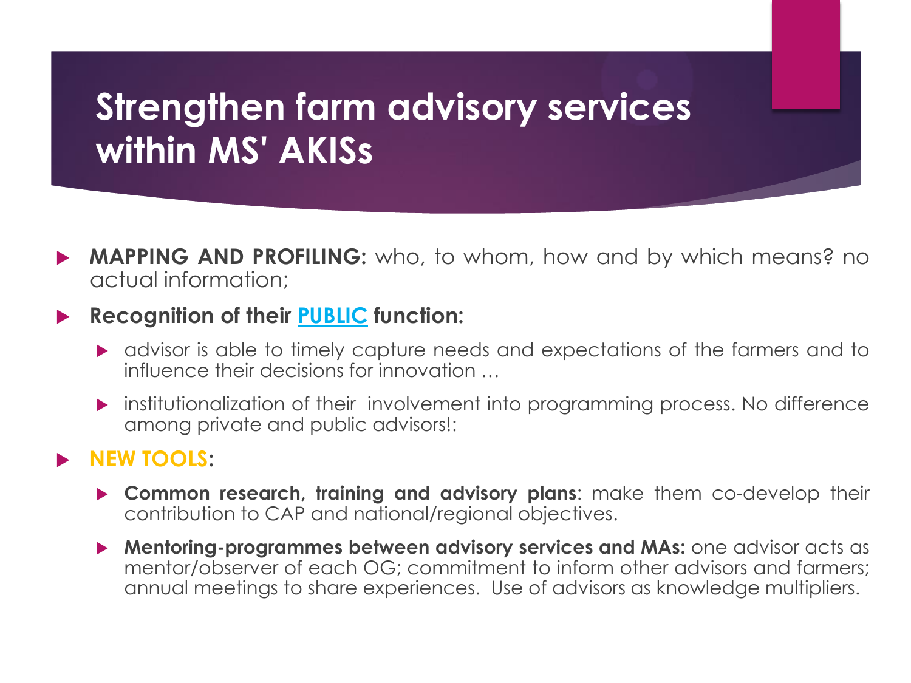# Strengthen farm advisory services within MS' AKISs

- **MAPPING AND PROFILING:** who, to whom, how and by which means? no actual information;
- **Recognition of their PUBLIC function:**
  - advisor is able to timely capture needs and expectations of the farmers and to influence their decisions for innovation …
  - institutionalization of their involvement into programming process. No difference among private and public advisors!:
- **NEW TOOLS:**
  - **Common research, training and advisory plans**: make them co-develop their contribution to CAP and national/regional objectives.
  - **Mentoring-programmes between advisory services and MAs:** one advisor acts as mentor/observer of each OG; commitment to inform other advisors and farmers; annual meetings to share experiences. Use of advisors as knowledge multipliers.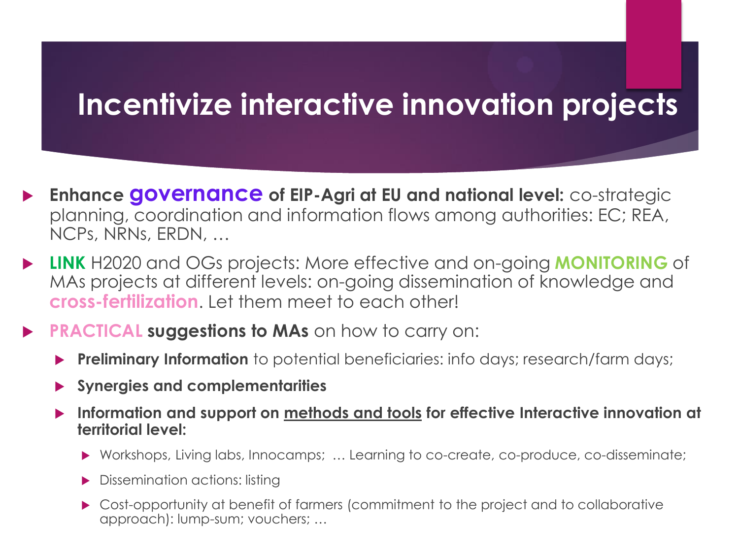# Incentivize interactive innovation projects

- **Enhance governance of EIP-Agri at EU and national level:** co-strategic planning, coordination and information flows among authorities: EC; REA, NCPs, NRNs, ERDN, …
- **LINK** H2020 and OGs projects: More effective and on-going **MONITORING** of MAs projects at different levels: on-going dissemination of knowledge and **cross-fertilization**. Let them meet to each other!
- **PRACTICAL suggestions to MAs** on how to carry on:
  - **Preliminary Information** to potential beneficiaries: info days; research/farm days;
  - **Synergies and complementarities**
  - **Information and support on methods and tools for effective Interactive innovation at territorial level:**
    - Workshops, Living labs, Innocamps; … Learning to co-create, co-produce, co-disseminate;
    - Dissemination actions: listing
    - Cost-opportunity at benefit of farmers (commitment to the project and to collaborative approach): lump-sum; vouchers; …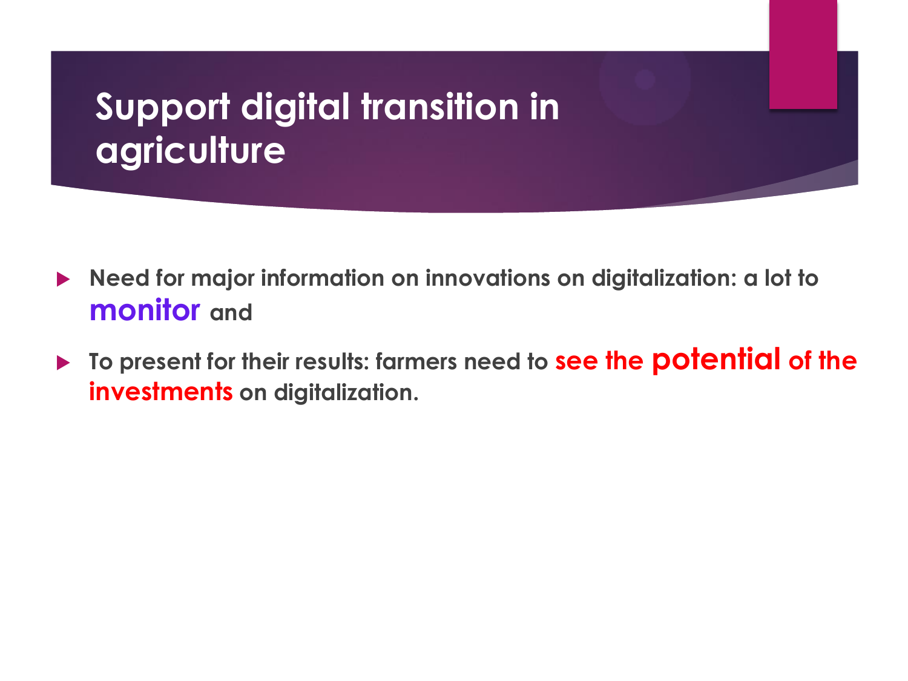# Support digital transition in agriculture

- **Need for major information on innovations on digitalization: a lot to monitor and**
- **To present for their results: farmers need to see the potential of the investments on digitalization.**